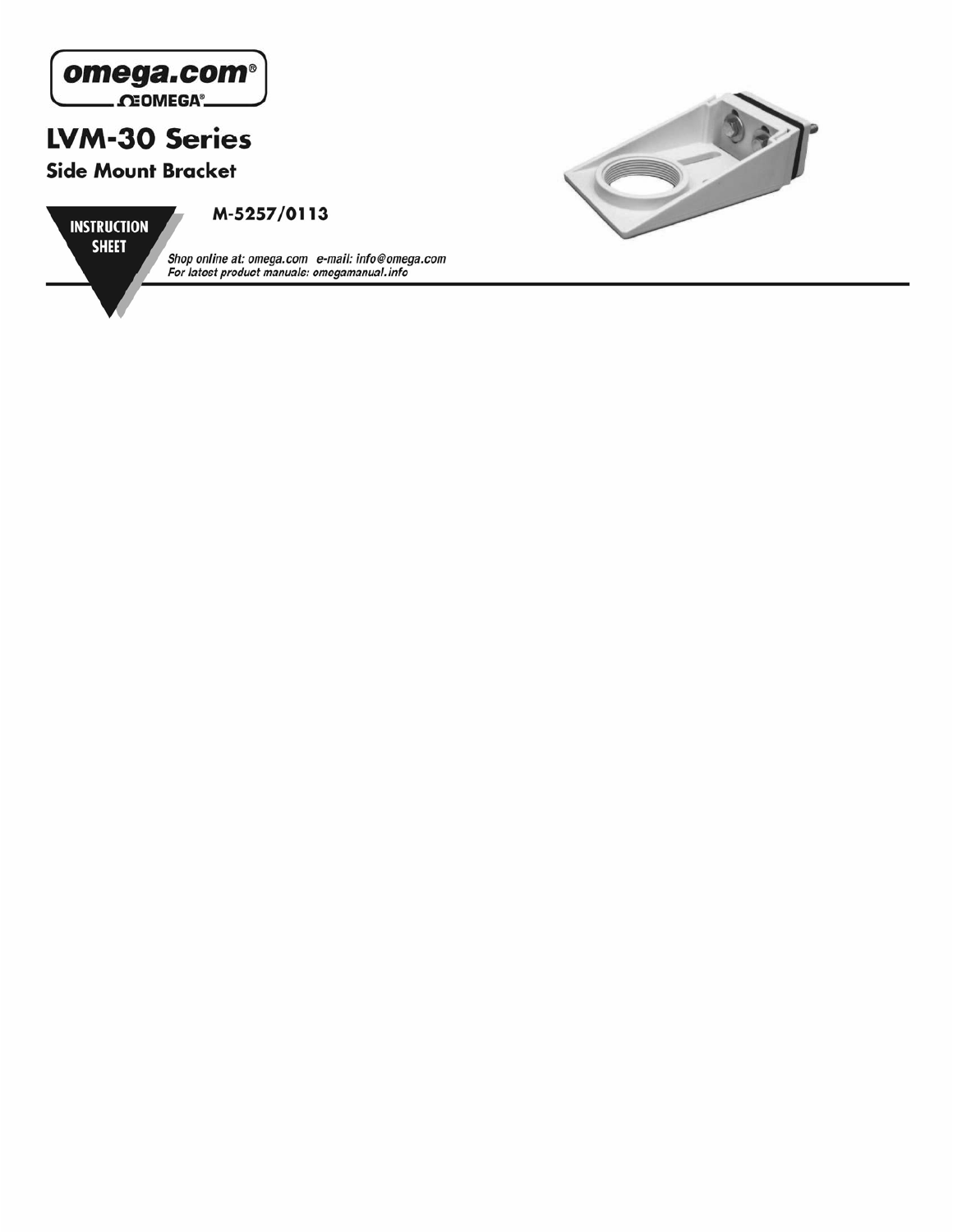omega.com®
ΩOMEGA®

# LVM-30 Series

## Side Mount Bracket

**INSTRUCTION SHEET**

**M-5257/0113**

*Shop online at: omega.com e-mail: info@omega.com*
*For latest product manuals: omegamanual.info*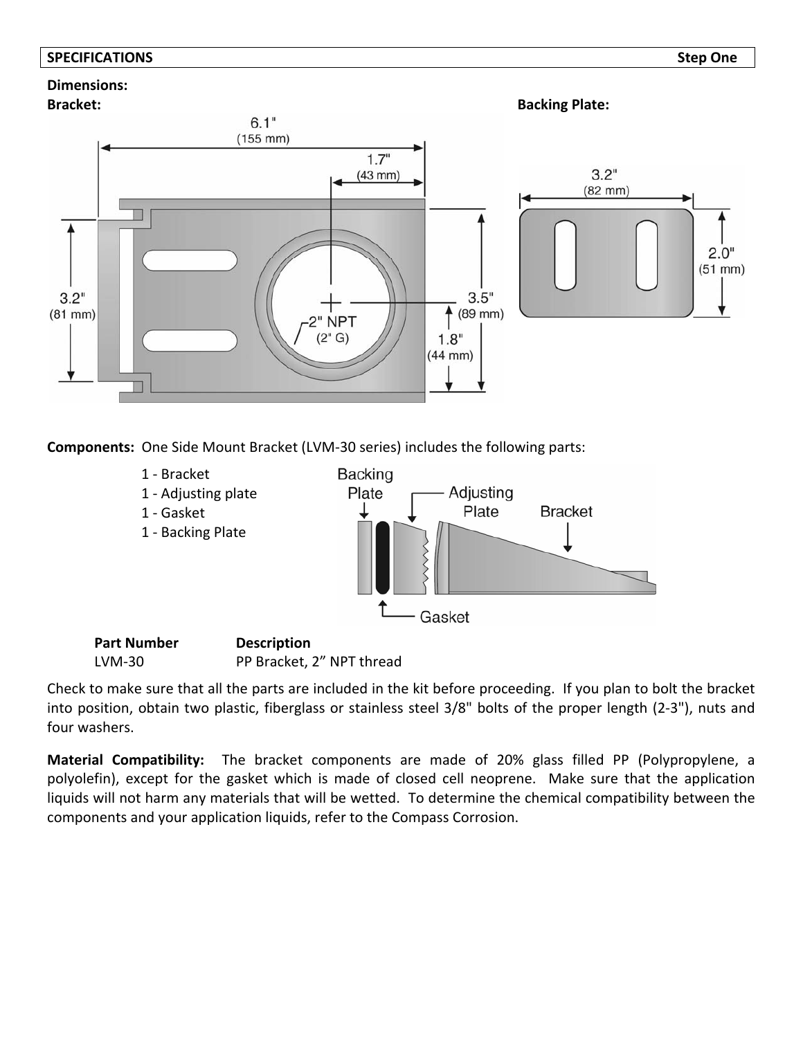## SPECIFICATIONS Step One

**Dimensions:**

**Bracket:**

**Backing Plate:**

**Components:** One Side Mount Bracket (LVM-30 series) includes the following parts:

- 1 - Bracket
- 1 - Adjusting plate
- 1 - Gasket
- 1 - Backing Plate

| Part Number | Description |
|---|---|
| LVM-30 | PP Bracket, 2” NPT thread |

Check to make sure that all the parts are included in the kit before proceeding. If you plan to bolt the bracket into position, obtain two plastic, fiberglass or stainless steel 3/8" bolts of the proper length (2-3"), nuts and four washers.

**Material Compatibility:** The bracket components are made of 20% glass filled PP (Polypropylene, a polyolefin), except for the gasket which is made of closed cell neoprene. Make sure that the application liquids will not harm any materials that will be wetted. To determine the chemical compatibility between the components and your application liquids, refer to the Compass Corrosion.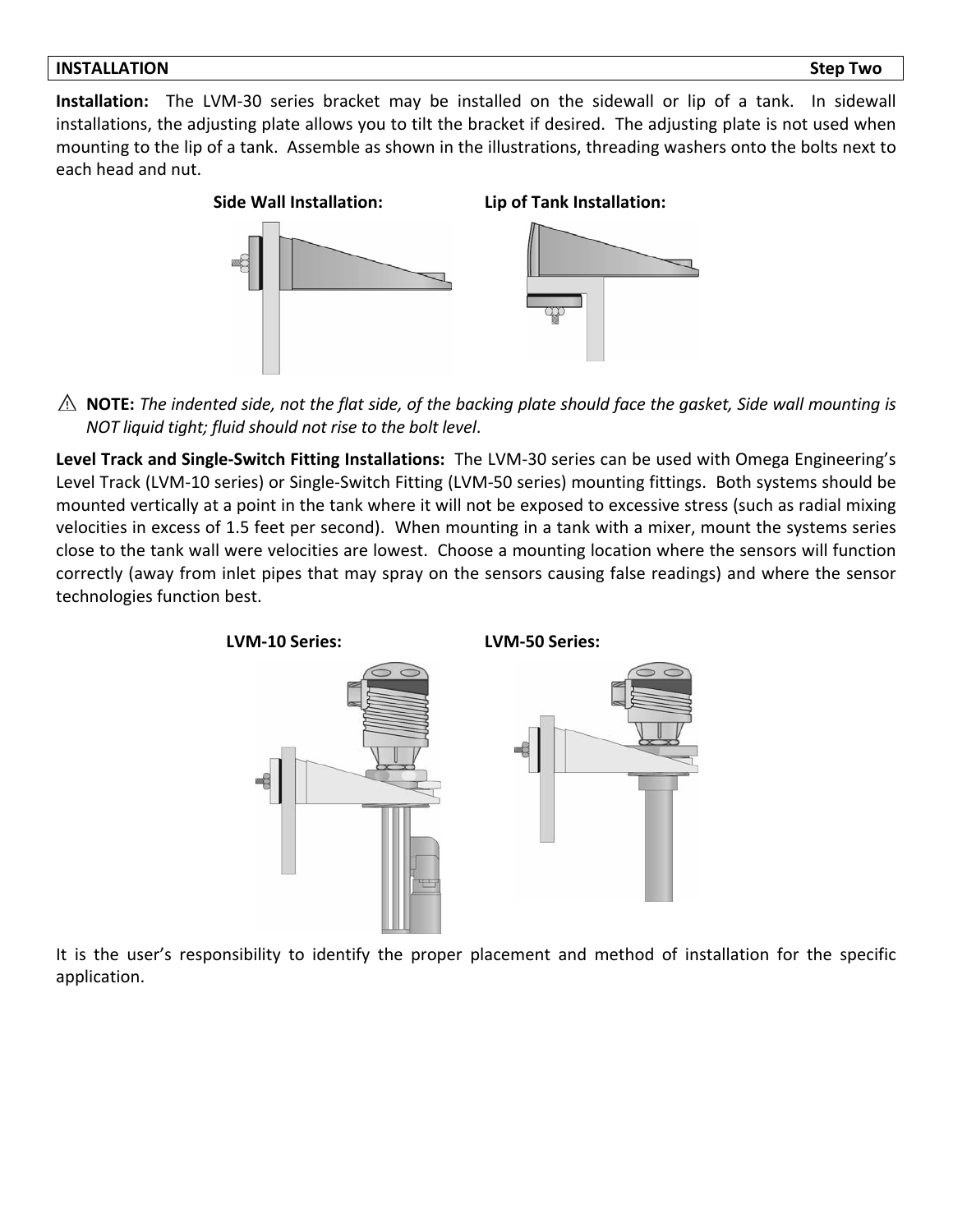## INSTALLATION — Step Two

**Installation:** The LVM-30 series bracket may be installed on the sidewall or lip of a tank. In sidewall installations, the adjusting plate allows you to tilt the bracket if desired. The adjusting plate is not used when mounting to the lip of a tank. Assemble as shown in the illustrations, threading washers onto the bolts next to each head and nut.

**Side Wall Installation:** **Lip of Tank Installation:**

⚠ **NOTE:** *The indented side, not the flat side, of the backing plate should face the gasket, Side wall mounting is NOT liquid tight; fluid should not rise to the bolt level*.

**Level Track and Single-Switch Fitting Installations:** The LVM-30 series can be used with Omega Engineering's Level Track (LVM-10 series) or Single-Switch Fitting (LVM-50 series) mounting fittings. Both systems should be mounted vertically at a point in the tank where it will not be exposed to excessive stress (such as radial mixing velocities in excess of 1.5 feet per second). When mounting in a tank with a mixer, mount the systems series close to the tank wall were velocities are lowest. Choose a mounting location where the sensors will function correctly (away from inlet pipes that may spray on the sensors causing false readings) and where the sensor technologies function best.

**LVM-10 Series:** **LVM-50 Series:**

It is the user's responsibility to identify the proper placement and method of installation for the specific application.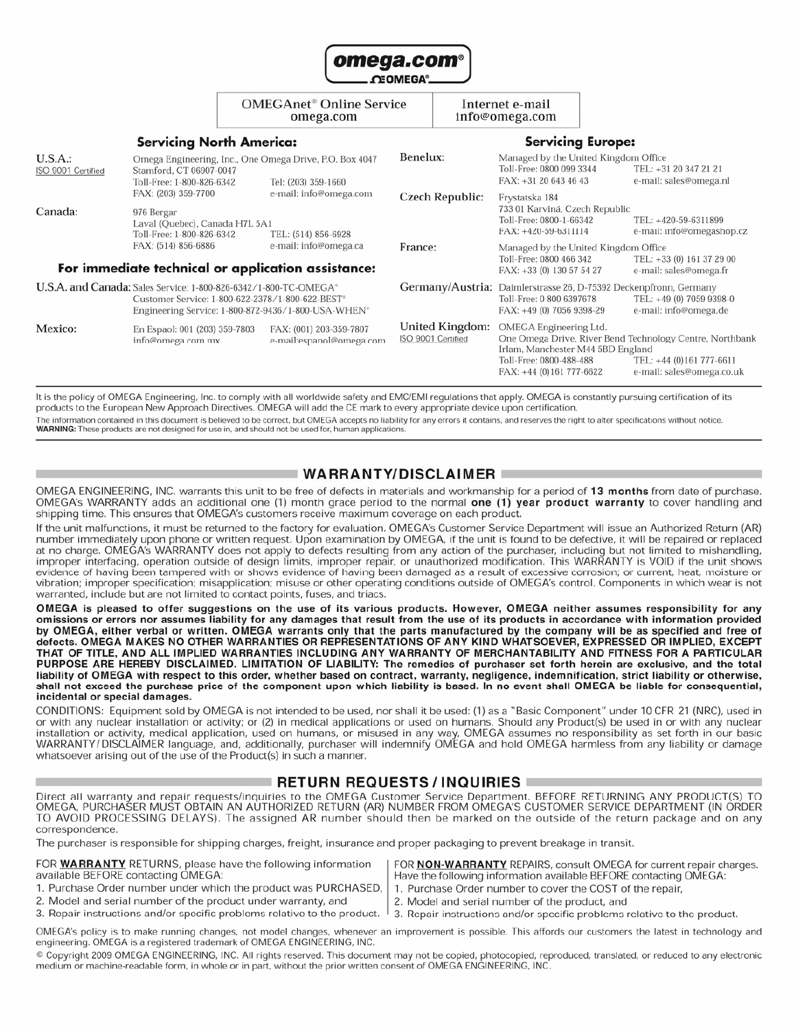**omega.com®**
**ΩOMEGA®**

| OMEGAnet® Online Service omega.com | Internet e-mail info@omega.com |
|---|---|

## Servicing North America:

**U.S.A.:** Omega Engineering, Inc., One Omega Drive, P.O. Box 4047
ISO 9001 Certified Stamford, CT 06907-0047
Toll-Free: 1-800-826-6342 Tel: (203) 359-1660
FAX: (203) 359-7700 e-mail: info@omega.com

**Canada:** 976 Bergar
Laval (Quebec), Canada H7L 5A1
Toll-Free: 1-800-826-6342 TEL: (514) 856-6928
FAX: (514) 856-6886 e-mail: info@omega.ca

### For immediate technical or application assistance:

**U.S.A. and Canada:** Sales Service: 1-800-826-6342/1-800-TC-OMEGA®
Customer Service: 1-800-622-2378/1-800-622-BEST®
Engineering Service: 1-800-872-9436/1-800-USA-WHEN®

**Mexico:** En Espaol: 001 (203) 359-7803 FAX: (001) 203-359-7807
info@omega.com.mx e-mail:espanol@omega.com

## Servicing Europe:

**Benelux:** Managed by the United Kingdom Office
Toll-Free: 0800 099 3344 TEL: +31 20 347 21 21
FAX: +31 20 643 46 43 e-mail: sales@omega.nl

**Czech Republic:** Frystatska 184
733 01 Karviná, Czech Republic
Toll-Free: 0800-1-66342 TEL: +420-59-6311899
FAX: +420-59-6311114 e-mail: info@omegashop.cz

**France:** Managed by the United Kingdom Office
Toll-Free: 0800 466 342 TEL: +33 (0) 161 37 29 00
FAX: +33 (0) 130 57 54 27 e-mail: sales@omega.fr

**Germany/Austria:** Daimlerstrasse 26, D-75392 Deckenpfronn, Germany
Toll-Free: 0 800 6397678 TEL: +49 (0) 7059 9398-0
FAX: +49 (0) 7056 9398-29 e-mail: info@omega.de

**United Kingdom:** OMEGA Engineering Ltd.
ISO 9001 Certified One Omega Drive, River Bend Technology Centre, Northbank
Irlam, Manchester M44 5BD England
Toll-Free: 0800-488-488 TEL: +44 (0)161 777-6611
FAX: +44 (0)161 777-6622 e-mail: sales@omega.co.uk

It is the policy of OMEGA Engineering, Inc. to comply with all worldwide safety and EMC/EMI regulations that apply. OMEGA is constantly pursuing certification of its products to the European New Approach Directives. OMEGA will add the CE mark to every appropriate device upon certification.

The information contained in this document is believed to be correct, but OMEGA accepts no liability for any errors it contains, and reserves the right to alter specifications without notice.
**WARNING:** These products are not designed for use in, and should not be used for, human applications.

## WARRANTY/DISCLAIMER

OMEGA ENGINEERING, INC. warrants this unit to be free of defects in materials and workmanship for a period of **13 months** from date of purchase. OMEGA's WARRANTY adds an additional one (1) month grace period to the normal **one (1) year product warranty** to cover handling and shipping time. This ensures that OMEGA's customers receive maximum coverage on each product.

If the unit malfunctions, it must be returned to the factory for evaluation. OMEGA's Customer Service Department will issue an Authorized Return (AR) number immediately upon phone or written request. Upon examination by OMEGA, if the unit is found to be defective, it will be repaired or replaced at no charge. OMEGA's WARRANTY does not apply to defects resulting from any action of the purchaser, including but not limited to mishandling, improper interfacing, operation outside of design limits, improper repair, or unauthorized modification. This WARRANTY is VOID if the unit shows evidence of having been tampered with or shows evidence of having been damaged as a result of excessive corrosion; or current, heat, moisture or vibration; improper specification; misapplication; misuse or other operating conditions outside of OMEGA's control. Components in which wear is not warranted, include but are not limited to contact points, fuses, and triacs.

**OMEGA is pleased to offer suggestions on the use of its various products. However, OMEGA neither assumes responsibility for any omissions or errors nor assumes liability for any damages that result from the use of its products in accordance with information provided by OMEGA, either verbal or written. OMEGA warrants only that the parts manufactured by the company will be as specified and free of defects. OMEGA MAKES NO OTHER WARRANTIES OR REPRESENTATIONS OF ANY KIND WHATSOEVER, EXPRESSED OR IMPLIED, EXCEPT THAT OF TITLE, AND ALL IMPLIED WARRANTIES INCLUDING ANY WARRANTY OF MERCHANTABILITY AND FITNESS FOR A PARTICULAR PURPOSE ARE HEREBY DISCLAIMED. LIMITATION OF LIABILITY: The remedies of purchaser set forth herein are exclusive, and the total liability of OMEGA with respect to this order, whether based on contract, warranty, negligence, indemnification, strict liability or otherwise, shall not exceed the purchase price of the component upon which liability is based. In no event shall OMEGA be liable for consequential, incidental or special damages.**

CONDITIONS: Equipment sold by OMEGA is not intended to be used, nor shall it be used: (1) as a "Basic Component" under 10 CFR 21 (NRC), used in or with any nuclear installation or activity; or (2) in medical applications or used on humans. Should any Product(s) be used in or with any nuclear installation or activity, medical application, used on humans, or misused in any way, OMEGA assumes no responsibility as set forth in our basic WARRANTY/DISCLAIMER language, and, additionally, purchaser will indemnify OMEGA and hold OMEGA harmless from any liability or damage whatsoever arising out of the use of the Product(s) in such a manner.

## RETURN REQUESTS / INQUIRIES

Direct all warranty and repair requests/inquiries to the OMEGA Customer Service Department. BEFORE RETURNING ANY PRODUCT(S) TO OMEGA, PURCHASER MUST OBTAIN AN AUTHORIZED RETURN (AR) NUMBER FROM OMEGA'S CUSTOMER SERVICE DEPARTMENT (IN ORDER TO AVOID PROCESSING DELAYS). The assigned AR number should then be marked on the outside of the return package and on any correspondence.

The purchaser is responsible for shipping charges, freight, insurance and proper packaging to prevent breakage in transit.

FOR **WARRANTY** RETURNS, please have the following information available BEFORE contacting OMEGA:

1. Purchase Order number under which the product was PURCHASED,
2. Model and serial number of the product under warranty, and
3. Repair instructions and/or specific problems relative to the product.

FOR **NON-WARRANTY** REPAIRS, consult OMEGA for current repair charges. Have the following information available BEFORE contacting OMEGA:

1. Purchase Order number to cover the COST of the repair,
2. Model and serial number of the product, and
3. Repair instructions and/or specific problems relative to the product.

OMEGA's policy is to make running changes, not model changes, whenever an improvement is possible. This affords our customers the latest in technology and engineering. OMEGA is a registered trademark of OMEGA ENGINEERING, INC.

© Copyright 2009 OMEGA ENGINEERING, INC. All rights reserved. This document may not be copied, photocopied, reproduced, translated, or reduced to any electronic medium or machine-readable form, in whole or in part, without the prior written consent of OMEGA ENGINEERING, INC.